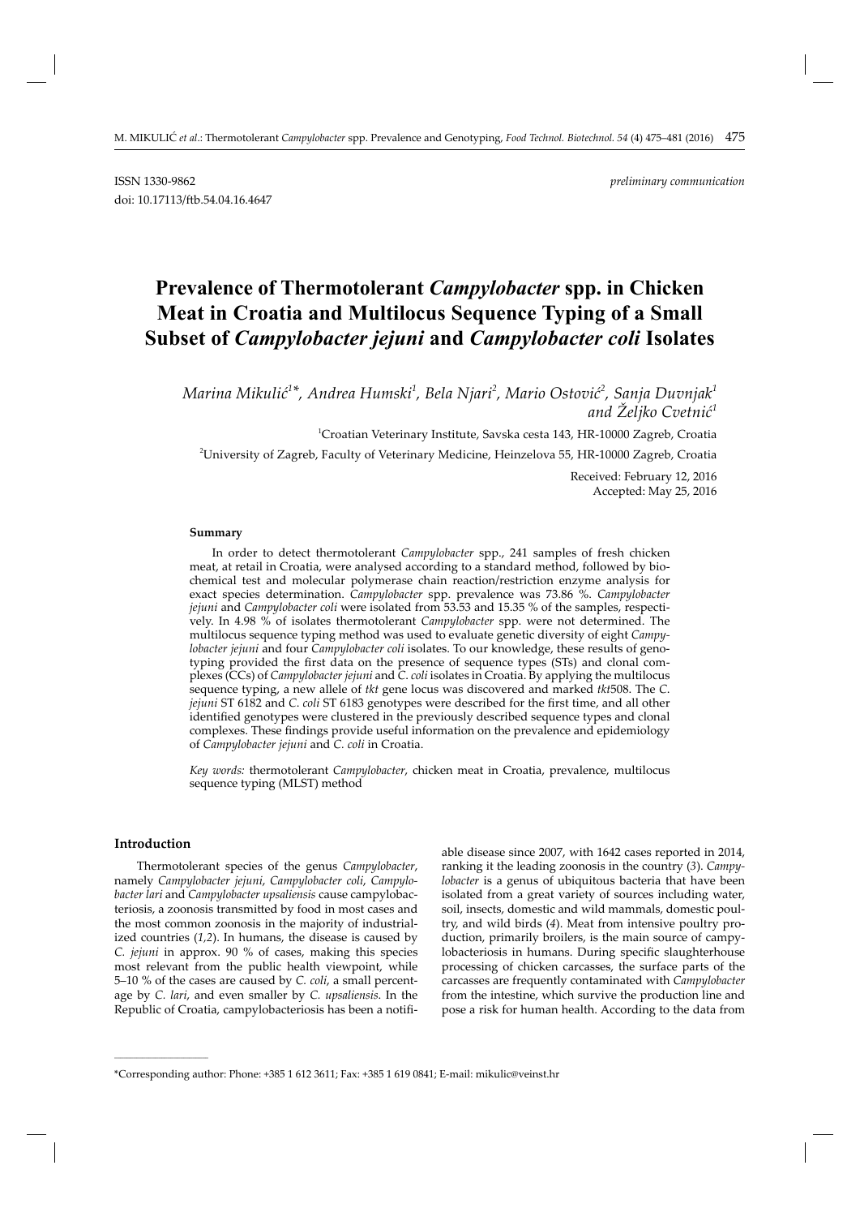ISSN 1330-9862 *preliminary communication*
doi: 10.17113/ftb.54.04.16.4647

# Prevalence of Thermotolerant *Campylobacter* spp. in Chicken Meat in Croatia and Multilocus Sequence Typing of a Small Subset of *Campylobacter jejuni* and *Campylobacter coli* Isolates

*Marina Mikulić[1]\*, Andrea Humski[1], Bela Njari[2], Mario Ostović[2], Sanja Duvnjak[1] and Željko Cvetnić[1]*

[1]Croatian Veterinary Institute, Savska cesta 143, HR-10000 Zagreb, Croatia

[2]University of Zagreb, Faculty of Veterinary Medicine, Heinzelova 55, HR-10000 Zagreb, Croatia

Received: February 12, 2016
Accepted: May 25, 2016

### Summary

In order to detect thermotolerant *Campylobacter* spp., 241 samples of fresh chicken meat, at retail in Croatia, were analysed according to a standard method, followed by biochemical test and molecular polymerase chain reaction/restriction enzyme analysis for exact species determination. *Campylobacter* spp. prevalence was 73.86 %. *Campylobacter jejuni* and *Campylobacter coli* were isolated from 53.53 and 15.35 % of the samples, respectively. In 4.98 % of isolates thermotolerant *Campylobacter* spp. were not determined. The multilocus sequence typing method was used to evaluate genetic diversity of eight *Campylobacter jejuni* and four *Campylobacter coli* isolates. To our knowledge, these results of genotyping provided the first data on the presence of sequence types (STs) and clonal complexes (CCs) of *Campylobacter jejuni* and *C. coli* isolates in Croatia. By applying the multilocus sequence typing, a new allele of *tkt* gene locus was discovered and marked *tkt*508. The *C. jejuni* ST 6182 and *C. coli* ST 6183 genotypes were described for the first time, and all other identified genotypes were clustered in the previously described sequence types and clonal complexes. These findings provide useful information on the prevalence and epidemiology of *Campylobacter jejuni* and *C. coli* in Croatia.

*Key words:* thermotolerant *Campylobacter*, chicken meat in Croatia, prevalence, multilocus sequence typing (MLST) method

### Introduction

Thermotolerant species of the genus *Campylobacter*, namely *Campylobacter jejuni*, *Campylobacter coli*, *Campylobacter lari* and *Campylobacter upsaliensis* cause campylobacteriosis, a zoonosis transmitted by food in most cases and the most common zoonosis in the majority of industrialized countries (*1,2*). In humans, the disease is caused by *C. jejuni* in approx. 90 % of cases, making this species most relevant from the public health viewpoint, while 5–10 % of the cases are caused by *C. coli*, a small percentage by *C. lari*, and even smaller by *C. upsaliensis*. In the Republic of Croatia, campylobacteriosis has been a notifiable disease since 2007, with 1642 cases reported in 2014, ranking it the leading zoonosis in the country (*3*). *Campylobacter* is a genus of ubiquitous bacteria that have been isolated from a great variety of sources including water, soil, insects, domestic and wild mammals, domestic poultry, and wild birds (*4*). Meat from intensive poultry production, primarily broilers, is the main source of campylobacteriosis in humans. During specific slaughterhouse processing of chicken carcasses, the surface parts of the carcasses are frequently contaminated with *Campylobacter* from the intestine, which survive the production line and pose a risk for human health. According to the data from

\*Corresponding author: Phone: +385 1 612 3611; Fax: +385 1 619 0841; E-mail: mikulic@veinst.hr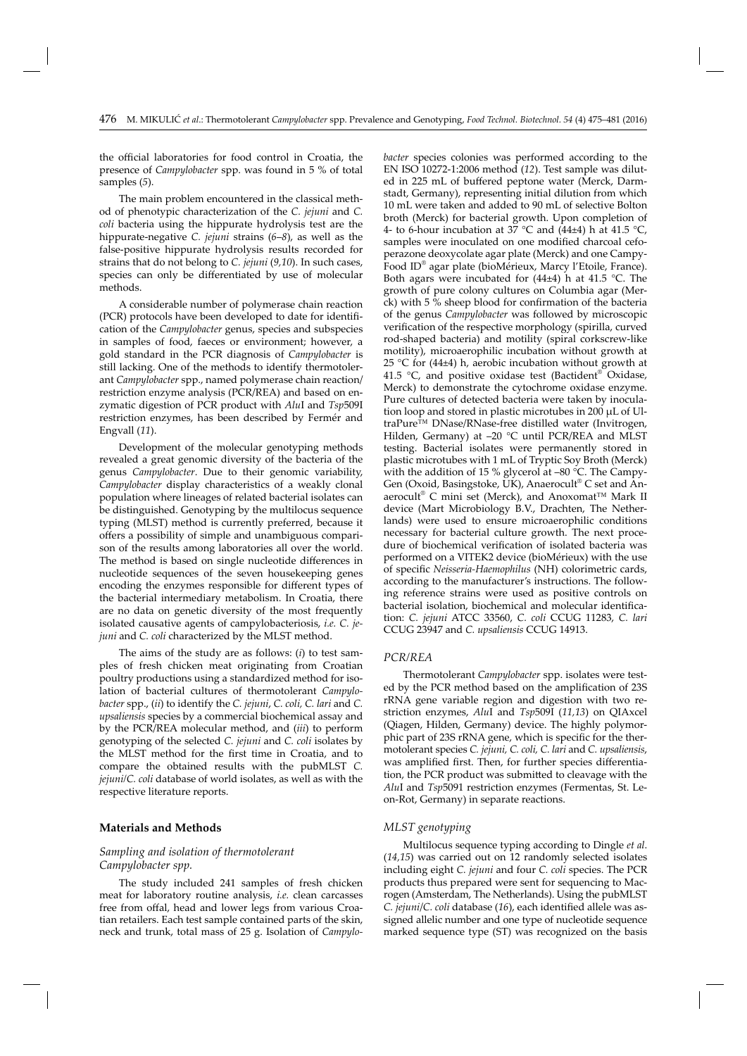the official laboratories for food control in Croatia, the presence of *Campylobacter* spp. was found in 5 % of total samples (*5*).

The main problem encountered in the classical method of phenotypic characterization of the *C. jejuni* and *C. coli* bacteria using the hippurate hydrolysis test are the hippurate-negative *C. jejuni* strains (*6–8*), as well as the false-positive hippurate hydrolysis results recorded for strains that do not belong to *C. jejuni* (*9,10*). In such cases, species can only be differentiated by use of molecular methods.

A considerable number of polymerase chain reaction (PCR) protocols have been developed to date for identification of the *Campylobacter* genus, species and subspecies in samples of food, faeces or environment; however, a gold standard in the PCR diagnosis of *Campylobacter* is still lacking. One of the methods to identify thermotolerant *Campylobacter* spp., named polymerase chain reaction/restriction enzyme analysis (PCR/REA) and based on enzymatic digestion of PCR product with *Alu*I and *Tsp*509I restriction enzymes, has been described by Fermér and Engvall (*11*).

Development of the molecular genotyping methods revealed a great genomic diversity of the bacteria of the genus *Campylobacter*. Due to their genomic variability, *Campylobacter* display characteristics of a weakly clonal population where lineages of related bacterial isolates can be distinguished. Genotyping by the multilocus sequence typing (MLST) method is currently preferred, because it offers a possibility of simple and unambiguous comparison of the results among laboratories all over the world. The method is based on single nucleotide differences in nucleotide sequences of the seven housekeeping genes encoding the enzymes responsible for different types of the bacterial intermediary metabolism. In Croatia, there are no data on genetic diversity of the most frequently isolated causative agents of campylobacteriosis, *i.e.* *C. jejuni* and *C. coli* characterized by the MLST method.

The aims of the study are as follows: (*i*) to test samples of fresh chicken meat originating from Croatian poultry productions using a standardized method for isolation of bacterial cultures of thermotolerant *Campylobacter* spp., (*ii*) to identify the *C. jejuni*, *C. coli*, *C. lari* and *C. upsaliensis* species by a commercial biochemical assay and by the PCR/REA molecular method, and (*iii*) to perform genotyping of the selected *C. jejuni* and *C. coli* isolates by the MLST method for the first time in Croatia, and to compare the obtained results with the pubMLST *C. jejuni*/*C. coli* database of world isolates, as well as with the respective literature reports.

## Materials and Methods

### Sampling and isolation of thermotolerant *Campylobacter spp.*

The study included 241 samples of fresh chicken meat for laboratory routine analysis, *i.e.* clean carcasses free from offal, head and lower legs from various Croatian retailers. Each test sample contained parts of the skin, neck and trunk, total mass of 25 g. Isolation of *Campylobacter* species colonies was performed according to the EN ISO 10272-1:2006 method (*12*). Test sample was diluted in 225 mL of buffered peptone water (Merck, Darmstadt, Germany), representing initial dilution from which 10 mL were taken and added to 90 mL of selective Bolton broth (Merck) for bacterial growth. Upon completion of 4- to 6-hour incubation at 37 °C and (44±4) h at 41.5 °C, samples were inoculated on one modified charcoal cefoperazone deoxycolate agar plate (Merck) and one Campy-Food ID® agar plate (bioMérieux, Marcy l'Etoile, France). Both agars were incubated for (44±4) h at 41.5 °C. The growth of pure colony cultures on Columbia agar (Merck) with 5 % sheep blood for confirmation of the bacteria of the genus *Campylobacter* was followed by microscopic verification of the respective morphology (spirilla, curved rod-shaped bacteria) and motility (spiral corkscrew-like motility), microaerophilic incubation without growth at 25 °C for (44±4) h, aerobic incubation without growth at 41.5 °C, and positive oxidase test (Bactident® Oxidase, Merck) to demonstrate the cytochrome oxidase enzyme. Pure cultures of detected bacteria were taken by inoculation loop and stored in plastic microtubes in 200 μL of UltraPure™ DNase/RNase-free distilled water (Invitrogen, Hilden, Germany) at –20 °C until PCR/REA and MLST testing. Bacterial isolates were permanently stored in plastic microtubes with 1 mL of Tryptic Soy Broth (Merck) with the addition of 15 % glycerol at –80 °C. The CampyGen (Oxoid, Basingstoke, UK), Anaerocult® C set and Anaerocult® C mini set (Merck), and Anoxomat™ Mark II device (Mart Microbiology B.V., Drachten, The Netherlands) were used to ensure microaerophilic conditions necessary for bacterial culture growth. The next procedure of biochemical verification of isolated bacteria was performed on a VITEK2 device (bioMérieux) with the use of specific *Neisseria-Haemophilus* (NH) colorimetric cards, according to the manufacturer's instructions. The following reference strains were used as positive controls on bacterial isolation, biochemical and molecular identification: *C. jejuni* ATCC 33560, *C. coli* CCUG 11283, *C. lari* CCUG 23947 and *C. upsaliensis* CCUG 14913.

### PCR/REA

Thermotolerant *Campylobacter* spp. isolates were tested by the PCR method based on the amplification of 23S rRNA gene variable region and digestion with two restriction enzymes, *Alu*I and *Tsp*509I (*11,13*) on QIAxcel (Qiagen, Hilden, Germany) device. The highly polymorphic part of 23S rRNA gene, which is specific for the thermotolerant species *C. jejuni*, *C. coli*, *C. lari* and *C. upsaliensis*, was amplified first. Then, for further species differentiation, the PCR product was submitted to cleavage with the *Alu*I and *Tsp*5091 restriction enzymes (Fermentas, St. Leon-Rot, Germany) in separate reactions.

### MLST genotyping

Multilocus sequence typing according to Dingle *et al.* (*14,15*) was carried out on 12 randomly selected isolates including eight *C. jejuni* and four *C. coli* species. The PCR products thus prepared were sent for sequencing to Macrogen (Amsterdam, The Netherlands). Using the pubMLST *C. jejuni*/*C. coli* database (*16*), each identified allele was assigned allelic number and one type of nucleotide sequence marked sequence type (ST) was recognized on the basis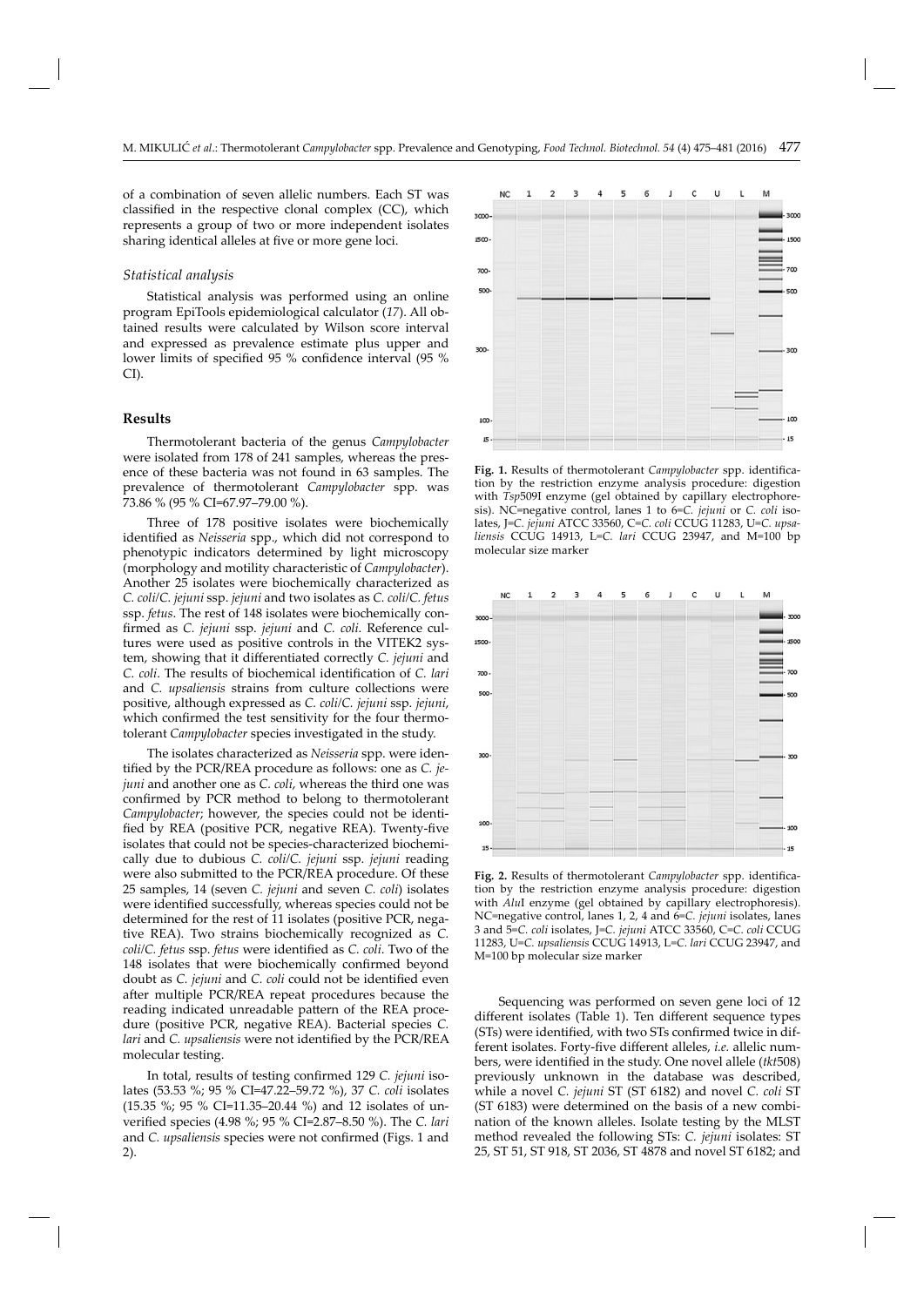of a combination of seven allelic numbers. Each ST was classified in the respective clonal complex (CC), which represents a group of two or more independent isolates sharing identical alleles at five or more gene loci.

### *Statistical analysis*

Statistical analysis was performed using an online program EpiTools epidemiological calculator (*17*). All obtained results were calculated by Wilson score interval and expressed as prevalence estimate plus upper and lower limits of specified 95 % confidence interval (95 % CI).

## **Results**

Thermotolerant bacteria of the genus *Campylobacter* were isolated from 178 of 241 samples, whereas the presence of these bacteria was not found in 63 samples. The prevalence of thermotolerant *Campylobacter* spp. was 73.86 % (95 % CI=67.97–79.00 %).

Three of 178 positive isolates were biochemically identified as *Neisseria* spp., which did not correspond to phenotypic indicators determined by light microscopy (morphology and motility characteristic of *Campylobacter*). Another 25 isolates were biochemically characterized as *C. coli*/*C. jejuni* ssp. *jejuni* and two isolates as *C. coli*/*C. fetus* ssp. *fetus*. The rest of 148 isolates were biochemically confirmed as *C. jejuni* ssp. *jejuni* and *C. coli*. Reference cultures were used as positive controls in the VITEK2 system, showing that it differentiated correctly *C. jejuni* and *C. coli*. The results of biochemical identification of *C. lari* and *C. upsaliensis* strains from culture collections were positive, although expressed as *C. coli*/*C. jejuni* ssp. *jejuni*, which confirmed the test sensitivity for the four thermotolerant *Campylobacter* species investigated in the study.

The isolates characterized as *Neisseria* spp. were identified by the PCR/REA procedure as follows: one as *C. jejuni* and another one as *C. coli*, whereas the third one was confirmed by PCR method to belong to thermotolerant *Campylobacter*; however, the species could not be identified by REA (positive PCR, negative REA). Twenty-five isolates that could not be species-characterized biochemically due to dubious *C. coli*/*C. jejuni* ssp. *jejuni* reading were also submitted to the PCR/REA procedure. Of these 25 samples, 14 (seven *C. jejuni* and seven *C. coli*) isolates were identified successfully, whereas species could not be determined for the rest of 11 isolates (positive PCR, negative REA). Two strains biochemically recognized as *C. coli*/*C. fetus* ssp. *fetus* were identified as *C. coli*. Two of the 148 isolates that were biochemically confirmed beyond doubt as *C. jejuni* and *C. coli* could not be identified even after multiple PCR/REA repeat procedures because the reading indicated unreadable pattern of the REA procedure (positive PCR, negative REA). Bacterial species *C. lari* and *C. upsaliensis* were not identified by the PCR/REA molecular testing.

In total, results of testing confirmed 129 *C. jejuni* isolates (53.53 %; 95 % CI=47.22–59.72 %), 37 *C. coli* isolates (15.35 %; 95 % CI=11.35–20.44 %) and 12 isolates of unverified species (4.98 %; 95 % CI=2.87–8.50 %). The *C. lari* and *C. upsaliensis* species were not confirmed (Figs. 1 and 2).

**Fig. 1.** Results of thermotolerant *Campylobacter* spp. identification by the restriction enzyme analysis procedure: digestion with *Tsp*509I enzyme (gel obtained by capillary electrophoresis). NC=negative control, lanes 1 to 6=*C. jejuni* or *C. coli* isolates, J=*C. jejuni* ATCC 33560, C=*C. coli* CCUG 11283, U=*C. upsaliensis* CCUG 14913, L=*C. lari* CCUG 23947, and M=100 bp molecular size marker

**Fig. 2.** Results of thermotolerant *Campylobacter* spp. identification by the restriction enzyme analysis procedure: digestion with *Alu*I enzyme (gel obtained by capillary electrophoresis). NC=negative control, lanes 1, 2, 4 and 6=*C. jejuni* isolates, lanes 3 and 5=*C. coli* isolates, J=*C. jejuni* ATCC 33560, C=*C. coli* CCUG 11283, U=*C. upsaliensis* CCUG 14913, L=*C. lari* CCUG 23947, and M=100 bp molecular size marker

Sequencing was performed on seven gene loci of 12 different isolates (Table 1). Ten different sequence types (STs) were identified, with two STs confirmed twice in different isolates. Forty-five different alleles, *i.e.* allelic numbers, were identified in the study. One novel allele (*tkt*508) previously unknown in the database was described, while a novel *C. jejuni* ST (ST 6182) and novel *C. coli* ST (ST 6183) were determined on the basis of a new combination of the known alleles. Isolate testing by the MLST method revealed the following STs: *C. jejuni* isolates: ST 25, ST 51, ST 918, ST 2036, ST 4878 and novel ST 6182; and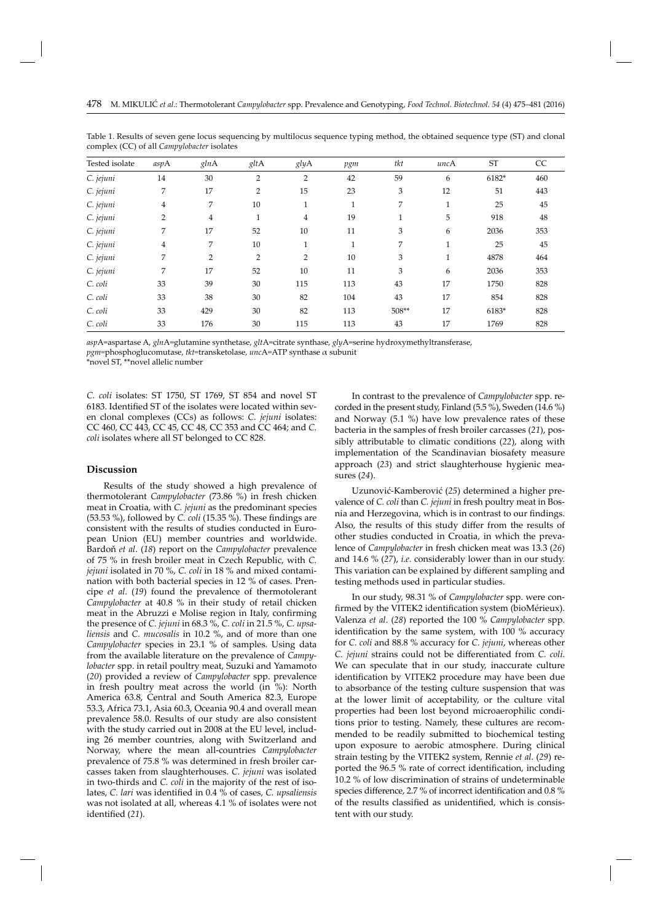Table 1. Results of seven gene locus sequencing by multilocus sequence typing method, the obtained sequence type (ST) and clonal complex (CC) of all *Campylobacter* isolates

| Tested isolate | *asp*A | *gln*A | *glt*A | *gly*A | *pgm* | *tkt* | *unc*A | ST | CC |
|---|---|---|---|---|---|---|---|---|---|
| *C. jejuni* | 14 | 30 | 2 | 2 | 42 | 59 | 6 | 6182* | 460 |
| *C. jejuni* | 7 | 17 | 2 | 15 | 23 | 3 | 12 | 51 | 443 |
| *C. jejuni* | 4 | 7 | 10 | 1 | 1 | 7 | 1 | 25 | 45 |
| *C. jejuni* | 2 | 4 | 1 | 4 | 19 | 1 | 5 | 918 | 48 |
| *C. jejuni* | 7 | 17 | 52 | 10 | 11 | 3 | 6 | 2036 | 353 |
| *C. jejuni* | 4 | 7 | 10 | 1 | 1 | 7 | 1 | 25 | 45 |
| *C. jejuni* | 7 | 2 | 2 | 2 | 10 | 3 | 1 | 4878 | 464 |
| *C. jejuni* | 7 | 17 | 52 | 10 | 11 | 3 | 6 | 2036 | 353 |
| *C. coli* | 33 | 39 | 30 | 115 | 113 | 43 | 17 | 1750 | 828 |
| *C. coli* | 33 | 38 | 30 | 82 | 104 | 43 | 17 | 854 | 828 |
| *C. coli* | 33 | 429 | 30 | 82 | 113 | 508** | 17 | 6183* | 828 |
| *C. coli* | 33 | 176 | 30 | 115 | 113 | 43 | 17 | 1769 | 828 |

*asp*A=aspartase A, *gln*A=glutamine synthetase, *glt*A=citrate synthase, *gly*A=serine hydroxymethyltransferase, *pgm*=phosphoglucomutase, *tkt*=transketolase, *unc*A=ATP synthase $\alpha$ subunit

*novel ST, **novel allelic number

*C. coli* isolates: ST 1750, ST 1769, ST 854 and novel ST 6183. Identified ST of the isolates were located within seven clonal complexes (CCs) as follows: *C. jejuni* isolates: CC 460, CC 443, CC 45, CC 48, CC 353 and CC 464; and *C. coli* isolates where all ST belonged to CC 828.

## Discussion

Results of the study showed a high prevalence of thermotolerant *Campylobacter* (73.86 %) in fresh chicken meat in Croatia, with *C. jejuni* as the predominant species (53.53 %), followed by *C. coli* (15.35 %). These findings are consistent with the results of studies conducted in European Union (EU) member countries and worldwide. Bardoň *et al*. (*18*) report on the *Campylobacter* prevalence of 75 % in fresh broiler meat in Czech Republic, with *C. jejuni* isolated in 70 %, *C. coli* in 18 % and mixed contamination with both bacterial species in 12 % of cases. Prencipe *et al*. (*19*) found the prevalence of thermotolerant *Campylobacter* at 40.8 % in their study of retail chicken meat in the Abruzzi e Molise region in Italy, confirming the presence of *C. jejuni* in 68.3 %, *C. coli* in 21.5 %, *C. upsaliensis* and *C. mucosalis* in 10.2 %, and of more than one *Campylobacter* species in 23.1 % of samples. Using data from the available literature on the prevalence of *Campylobacter* spp. in retail poultry meat, Suzuki and Yamamoto (*20*) provided a review of *Campylobacter* spp. prevalence in fresh poultry meat across the world (in %): North America 63.8, Central and South America 82.3, Europe 53.3, Africa 73.1, Asia 60.3, Oceania 90.4 and overall mean prevalence 58.0. Results of our study are also consistent with the study carried out in 2008 at the EU level, including 26 member countries, along with Switzerland and Norway, where the mean all-countries *Campylobacter* prevalence of 75.8 % was determined in fresh broiler carcasses taken from slaughterhouses. *C. jejuni* was isolated in two-thirds and *C. coli* in the majority of the rest of isolates, *C. lari* was identified in 0.4 % of cases, *C. upsaliensis* was not isolated at all, whereas 4.1 % of isolates were not identified (*21*).

In contrast to the prevalence of *Campylobacter* spp. recorded in the present study, Finland (5.5 %), Sweden (14.6 %) and Norway (5.1 %) have low prevalence rates of these bacteria in the samples of fresh broiler carcasses (*21*), possibly attributable to climatic conditions (*22*), along with implementation of the Scandinavian biosafety measure approach (*23*) and strict slaughterhouse hygienic measures (*24*).

Uzunović-Kamberović (*25*) determined a higher prevalence of *C. coli* than *C. jejuni* in fresh poultry meat in Bosnia and Herzegovina, which is in contrast to our findings. Also, the results of this study differ from the results of other studies conducted in Croatia, in which the prevalence of *Campylobacter* in fresh chicken meat was 13.3 (*26*) and 14.6 % (*27*), *i.e.* considerably lower than in our study. This variation can be explained by different sampling and testing methods used in particular studies.

In our study, 98.31 % of *Campylobacter* spp. were confirmed by the VITEK2 identification system (bioMérieux). Valenza *et al*. (*28*) reported the 100 % *Campylobacter* spp. identification by the same system, with 100 % accuracy for *C. coli* and 88.8 % accuracy for *C. jejuni*, whereas other *C. jejuni* strains could not be differentiated from *C. coli*. We can speculate that in our study, inaccurate culture identification by VITEK2 procedure may have been due to absorbance of the testing culture suspension that was at the lower limit of acceptability, or the culture vital properties had been lost beyond microaerophilic conditions prior to testing. Namely, these cultures are recommended to be readily submitted to biochemical testing upon exposure to aerobic atmosphere. During clinical strain testing by the VITEK2 system, Rennie *et al*. (*29*) reported the 96.5 % rate of correct identification, including 10.2 % of low discrimination of strains of undeterminable species difference, 2.7 % of incorrect identification and 0.8 % of the results classified as unidentified, which is consistent with our study.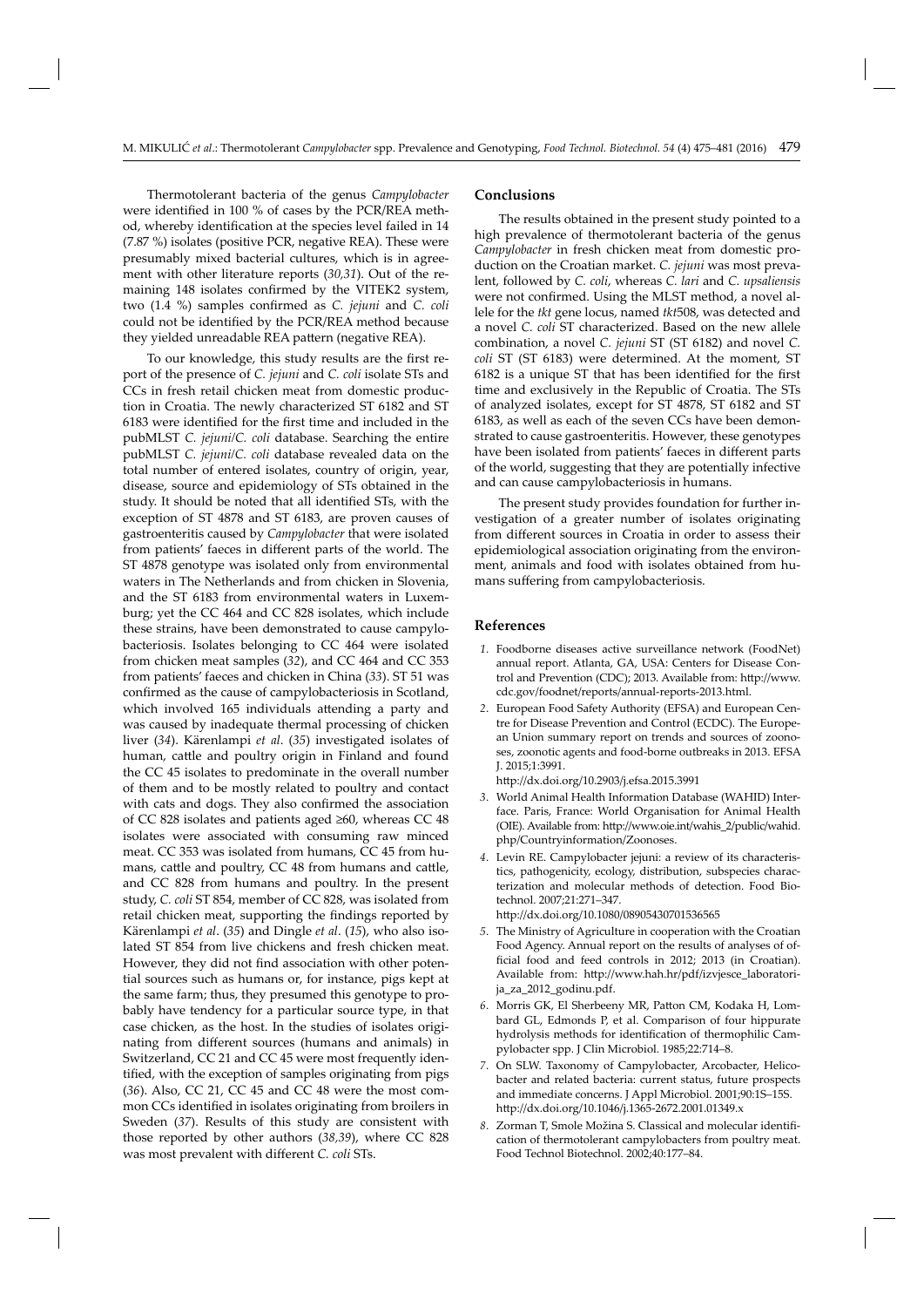Thermotolerant bacteria of the genus *Campylobacter* were identified in 100 % of cases by the PCR/REA method, whereby identification at the species level failed in 14 (7.87 %) isolates (positive PCR, negative REA). These were presumably mixed bacterial cultures, which is in agreement with other literature reports (*30,31*). Out of the remaining 148 isolates confirmed by the VITEK2 system, two (1.4 %) samples confirmed as *C. jejuni* and *C. coli* could not be identified by the PCR/REA method because they yielded unreadable REA pattern (negative REA).

To our knowledge, this study results are the first report of the presence of *C. jejuni* and *C. coli* isolate STs and CCs in fresh retail chicken meat from domestic production in Croatia. The newly characterized ST 6182 and ST 6183 were identified for the first time and included in the pubMLST *C. jejuni*/*C. coli* database. Searching the entire pubMLST *C. jejuni*/*C. coli* database revealed data on the total number of entered isolates, country of origin, year, disease, source and epidemiology of STs obtained in the study. It should be noted that all identified STs, with the exception of ST 4878 and ST 6183, are proven causes of gastroenteritis caused by *Campylobacter* that were isolated from patients' faeces in different parts of the world. The ST 4878 genotype was isolated only from environmental waters in The Netherlands and from chicken in Slovenia, and the ST 6183 from environmental waters in Luxemburg; yet the CC 464 and CC 828 isolates, which include these strains, have been demonstrated to cause campylobacteriosis. Isolates belonging to CC 464 were isolated from chicken meat samples (*32*), and CC 464 and CC 353 from patients' faeces and chicken in China (*33*). ST 51 was confirmed as the cause of campylobacteriosis in Scotland, which involved 165 individuals attending a party and was caused by inadequate thermal processing of chicken liver (*34*). Kärenlampi *et al*. (*35*) investigated isolates of human, cattle and poultry origin in Finland and found the CC 45 isolates to predominate in the overall number of them and to be mostly related to poultry and contact with cats and dogs. They also confirmed the association of CC 828 isolates and patients aged ≥60, whereas CC 48 isolates were associated with consuming raw minced meat. CC 353 was isolated from humans, CC 45 from humans, cattle and poultry, CC 48 from humans and cattle, and CC 828 from humans and poultry. In the present study, *C. coli* ST 854, member of CC 828, was isolated from retail chicken meat, supporting the findings reported by Kärenlampi *et al*. (*35*) and Dingle *et al*. (*15*), who also isolated ST 854 from live chickens and fresh chicken meat. However, they did not find association with other potential sources such as humans or, for instance, pigs kept at the same farm; thus, they presumed this genotype to probably have tendency for a particular source type, in that case chicken, as the host. In the studies of isolates originating from different sources (humans and animals) in Switzerland, CC 21 and CC 45 were most frequently identified, with the exception of samples originating from pigs (*36*). Also, CC 21, CC 45 and CC 48 were the most common CCs identified in isolates originating from broilers in Sweden (*37*). Results of this study are consistent with those reported by other authors (*38,39*), where CC 828 was most prevalent with different *C. coli* STs.

## Conclusions

The results obtained in the present study pointed to a high prevalence of thermotolerant bacteria of the genus *Campylobacter* in fresh chicken meat from domestic production on the Croatian market. *C. jejuni* was most prevalent, followed by *C. coli*, whereas *C. lari* and *C. upsaliensis* were not confirmed. Using the MLST method, a novel allele for the *tkt* gene locus, named *tkt*508, was detected and a novel *C. coli* ST characterized. Based on the new allele combination, a novel *C. jejuni* ST (ST 6182) and novel *C. coli* ST (ST 6183) were determined. At the moment, ST 6182 is a unique ST that has been identified for the first time and exclusively in the Republic of Croatia. The STs of analyzed isolates, except for ST 4878, ST 6182 and ST 6183, as well as each of the seven CCs have been demonstrated to cause gastroenteritis. However, these genotypes have been isolated from patients' faeces in different parts of the world, suggesting that they are potentially infective and can cause campylobacteriosis in humans.

The present study provides foundation for further investigation of a greater number of isolates originating from different sources in Croatia in order to assess their epidemiological association originating from the environment, animals and food with isolates obtained from humans suffering from campylobacteriosis.

## References

1. Foodborne diseases active surveillance network (FoodNet) annual report. Atlanta, GA, USA: Centers for Disease Control and Prevention (CDC); 2013. Available from: http://www.cdc.gov/foodnet/reports/annual-reports-2013.html.
2. European Food Safety Authority (EFSA) and European Centre for Disease Prevention and Control (ECDC). The European Union summary report on trends and sources of zoonoses, zoonotic agents and food-borne outbreaks in 2013. EFSA J. 2015;1:3991.
http://dx.doi.org/10.2903/j.efsa.2015.3991
3. World Animal Health Information Database (WAHID) Interface. Paris, France: World Organisation for Animal Health (OIE). Available from: http://www.oie.int/wahis_2/public/wahid.php/Countryinformation/Zoonoses.
4. Levin RE. Campylobacter jejuni: a review of its characteristics, pathogenicity, ecology, distribution, subspecies characterization and molecular methods of detection. Food Biotechnol. 2007;21:271–347.
http://dx.doi.org/10.1080/08905430701536565
5. The Ministry of Agriculture in cooperation with the Croatian Food Agency. Annual report on the results of analyses of official food and feed controls in 2012; 2013 (in Croatian). Available from: http://www.hah.hr/pdf/izvjesce_laboratorija_za_2012_godinu.pdf.
6. Morris GK, El Sherbeeny MR, Patton CM, Kodaka H, Lombard GL, Edmonds P, et al. Comparison of four hippurate hydrolysis methods for identification of thermophilic Campylobacter spp. J Clin Microbiol. 1985;22:714–8.
7. On SLW. Taxonomy of Campylobacter, Arcobacter, Helicobacter and related bacteria: current status, future prospects and immediate concerns. J Appl Microbiol. 2001;90:1S–15S.
http://dx.doi.org/10.1046/j.1365-2672.2001.01349.x
8. Zorman T, Smole Možina S. Classical and molecular identification of thermotolerant campylobacters from poultry meat. Food Technol Biotechnol. 2002;40:177–84.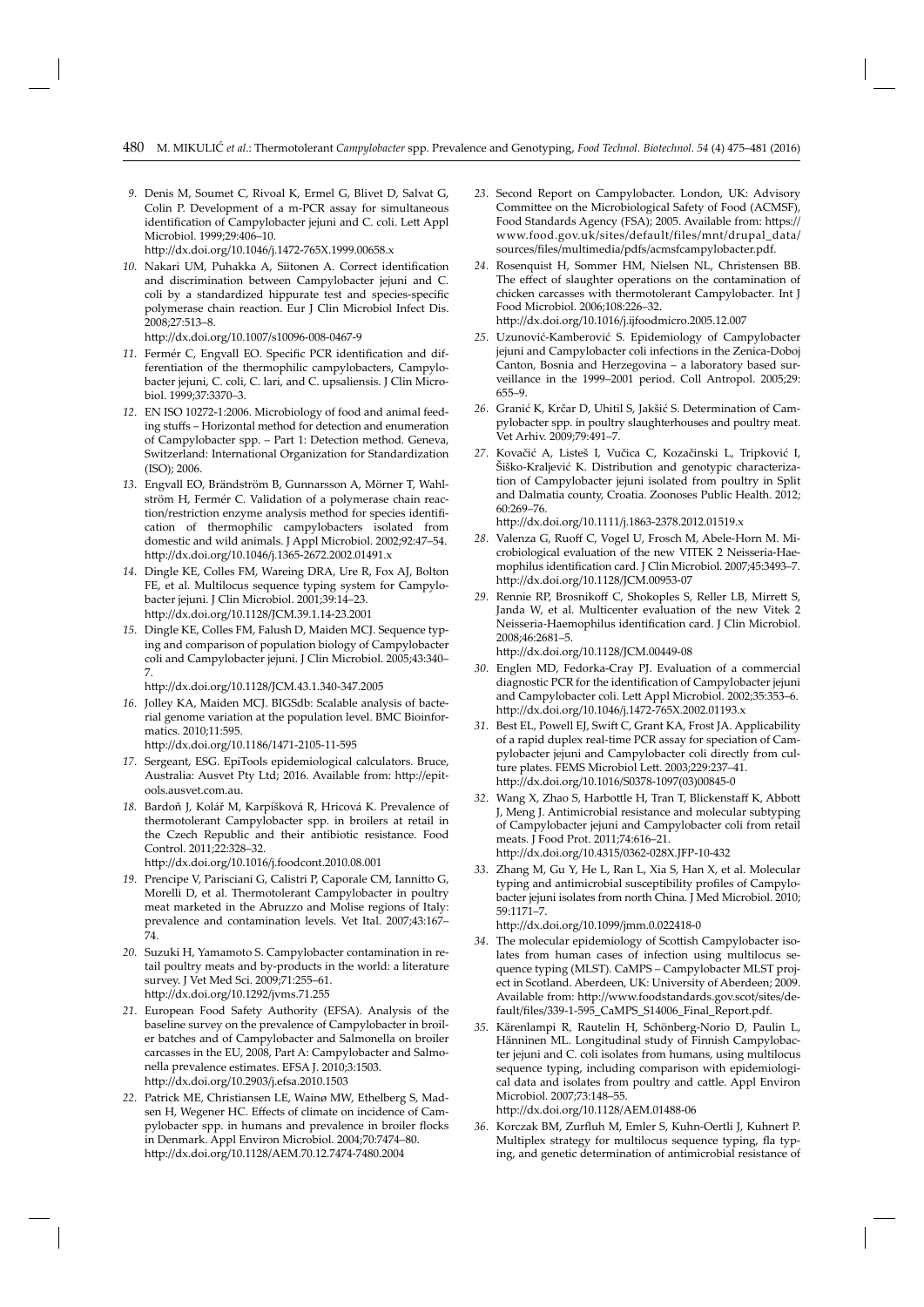9. Denis M, Soumet C, Rivoal K, Ermel G, Blivet D, Salvat G, Colin P. Development of a m-PCR assay for simultaneous identification of Campylobacter jejuni and C. coli. Lett Appl Microbiol. 1999;29:406–10.
http://dx.doi.org/10.1046/j.1472-765X.1999.00658.x

10. Nakari UM, Puhakka A, Siitonen A. Correct identification and discrimination between Campylobacter jejuni and C. coli by a standardized hippurate test and species-specific polymerase chain reaction. Eur J Clin Microbiol Infect Dis. 2008;27:513–8.
http://dx.doi.org/10.1007/s10096-008-0467-9

11. Fermér C, Engvall EO. Specific PCR identification and differentiation of the thermophilic campylobacters, Campylobacter jejuni, C. coli, C. lari, and C. upsaliensis. J Clin Microbiol. 1999;37:3370–3.

12. EN ISO 10272-1:2006. Microbiology of food and animal feeding stuffs – Horizontal method for detection and enumeration of Campylobacter spp. – Part 1: Detection method. Geneva, Switzerland: International Organization for Standardization (ISO); 2006.

13. Engvall EO, Brändström B, Gunnarsson A, Mörner T, Wahlström H, Fermér C. Validation of a polymerase chain reaction/restriction enzyme analysis method for species identification of thermophilic campylobacters isolated from domestic and wild animals. J Appl Microbiol. 2002;92:47–54.
http://dx.doi.org/10.1046/j.1365-2672.2002.01491.x

14. Dingle KE, Colles FM, Wareing DRA, Ure R, Fox AJ, Bolton FE, et al. Multilocus sequence typing system for Campylobacter jejuni. J Clin Microbiol. 2001;39:14–23.
http://dx.doi.org/10.1128/JCM.39.1.14-23.2001

15. Dingle KE, Colles FM, Falush D, Maiden MCJ. Sequence typing and comparison of population biology of Campylobacter coli and Campylobacter jejuni. J Clin Microbiol. 2005;43:340–7.
http://dx.doi.org/10.1128/JCM.43.1.340-347.2005

16. Jolley KA, Maiden MCJ. BIGSdb: Scalable analysis of bacterial genome variation at the population level. BMC Bioinformatics. 2010;11:595.
http://dx.doi.org/10.1186/1471-2105-11-595

17. Sergeant, ESG. EpiTools epidemiological calculators. Bruce, Australia: Ausvet Pty Ltd; 2016. Available from: http://epitools.ausvet.com.au.

18. Bardoň J, Kolář M, Karpíšková R, Hricová K. Prevalence of thermotolerant Campylobacter spp. in broilers at retail in the Czech Republic and their antibiotic resistance. Food Control. 2011;22:328–32.
http://dx.doi.org/10.1016/j.foodcont.2010.08.001

19. Prencipe V, Parisciani G, Calistri P, Caporale CM, Iannitto G, Morelli D, et al. Thermotolerant Campylobacter in poultry meat marketed in the Abruzzo and Molise regions of Italy: prevalence and contamination levels. Vet Ital. 2007;43:167–74.

20. Suzuki H, Yamamoto S. Campylobacter contamination in retail poultry meats and by-products in the world: a literature survey. J Vet Med Sci. 2009;71:255–61.
http://dx.doi.org/10.1292/jvms.71.255

21. European Food Safety Authority (EFSA). Analysis of the baseline survey on the prevalence of Campylobacter in broiler batches and of Campylobacter and Salmonella on broiler carcasses in the EU, 2008, Part A: Campylobacter and Salmonella prevalence estimates. EFSA J. 2010;3:1503.
http://dx.doi.org/10.2903/j.efsa.2010.1503

22. Patrick ME, Christiansen LE, Wainø MW, Ethelberg S, Madsen H, Wegener HC. Effects of climate on incidence of Campylobacter spp. in humans and prevalence in broiler flocks in Denmark. Appl Environ Microbiol. 2004;70:7474–80.
http://dx.doi.org/10.1128/AEM.70.12.7474-7480.2004

23. Second Report on Campylobacter. London, UK: Advisory Committee on the Microbiological Safety of Food (ACMSF), Food Standards Agency (FSA); 2005. Available from: https://www.food.gov.uk/sites/default/files/mnt/drupal_data/sources/files/multimedia/pdfs/acmsfcampylobacter.pdf.

24. Rosenquist H, Sommer HM, Nielsen NL, Christensen BB. The effect of slaughter operations on the contamination of chicken carcasses with thermotolerant Campylobacter. Int J Food Microbiol. 2006;108:226–32.
http://dx.doi.org/10.1016/j.ijfoodmicro.2005.12.007

25. Uzunović-Kamberović S. Epidemiology of Campylobacter jejuni and Campylobacter coli infections in the Zenica-Doboj Canton, Bosnia and Herzegovina – a laboratory based surveillance in the 1999–2001 period. Coll Antropol. 2005;29:655–9.

26. Granić K, Krčar D, Uhitil S, Jakšić S. Determination of Campylobacter spp. in poultry slaughterhouses and poultry meat. Vet Arhiv. 2009;79:491–7.

27. Kovačić A, Listeš I, Vučica C, Kozačinski L, Tripković I, Šiško-Kraljević K. Distribution and genotypic characterization of Campylobacter jejuni isolated from poultry in Split and Dalmatia county, Croatia. Zoonoses Public Health. 2012;60:269–76.
http://dx.doi.org/10.1111/j.1863-2378.2012.01519.x

28. Valenza G, Ruoff C, Vogel U, Frosch M, Abele-Horn M. Microbiological evaluation of the new VITEK 2 Neisseria-Haemophilus identification card. J Clin Microbiol. 2007;45:3493–7.
http://dx.doi.org/10.1128/JCM.00953-07

29. Rennie RP, Brosnikoff C, Shokoples S, Reller LB, Mirrett S, Janda W, et al. Multicenter evaluation of the new Vitek 2 Neisseria-Haemophilus identification card. J Clin Microbiol. 2008;46:2681–5.
http://dx.doi.org/10.1128/JCM.00449-08

30. Englen MD, Fedorka-Cray PJ. Evaluation of a commercial diagnostic PCR for the identification of Campylobacter jejuni and Campylobacter coli. Lett Appl Microbiol. 2002;35:353–6.
http://dx.doi.org/10.1046/j.1472-765X.2002.01193.x

31. Best EL, Powell EJ, Swift C, Grant KA, Frost JA. Applicability of a rapid duplex real-time PCR assay for speciation of Campylobacter jejuni and Campylobacter coli directly from culture plates. FEMS Microbiol Lett. 2003;229:237–41.
http://dx.doi.org/10.1016/S0378-1097(03)00845-0

32. Wang X, Zhao S, Harbottle H, Tran T, Blickenstaff K, Abbott J, Meng J. Antimicrobial resistance and molecular subtyping of Campylobacter jejuni and Campylobacter coli from retail meats. J Food Prot. 2011;74:616–21.
http://dx.doi.org/10.4315/0362-028X.JFP-10-432

33. Zhang M, Gu Y, He L, Ran L, Xia S, Han X, et al. Molecular typing and antimicrobial susceptibility profiles of Campylobacter jejuni isolates from north China. J Med Microbiol. 2010;59:1171–7.
http://dx.doi.org/10.1099/jmm.0.022418-0

34. The molecular epidemiology of Scottish Campylobacter isolates from human cases of infection using multilocus sequence typing (MLST). CaMPS – Campylobacter MLST project in Scotland. Aberdeen, UK: University of Aberdeen; 2009. Available from: http://www.foodstandards.gov.scot/sites/default/files/339-1-595_CaMPS_S14006_Final_Report.pdf.

35. Kärenlampi R, Rautelin H, Schönberg-Norio D, Paulin L, Hänninen ML. Longitudinal study of Finnish Campylobacter jejuni and C. coli isolates from humans, using multilocus sequence typing, including comparison with epidemiological data and isolates from poultry and cattle. Appl Environ Microbiol. 2007;73:148–55.
http://dx.doi.org/10.1128/AEM.01488-06

36. Korczak BM, Zurfluh M, Emler S, Kuhn-Oertli J, Kuhnert P. Multiplex strategy for multilocus sequence typing, fla typing, and genetic determination of antimicrobial resistance of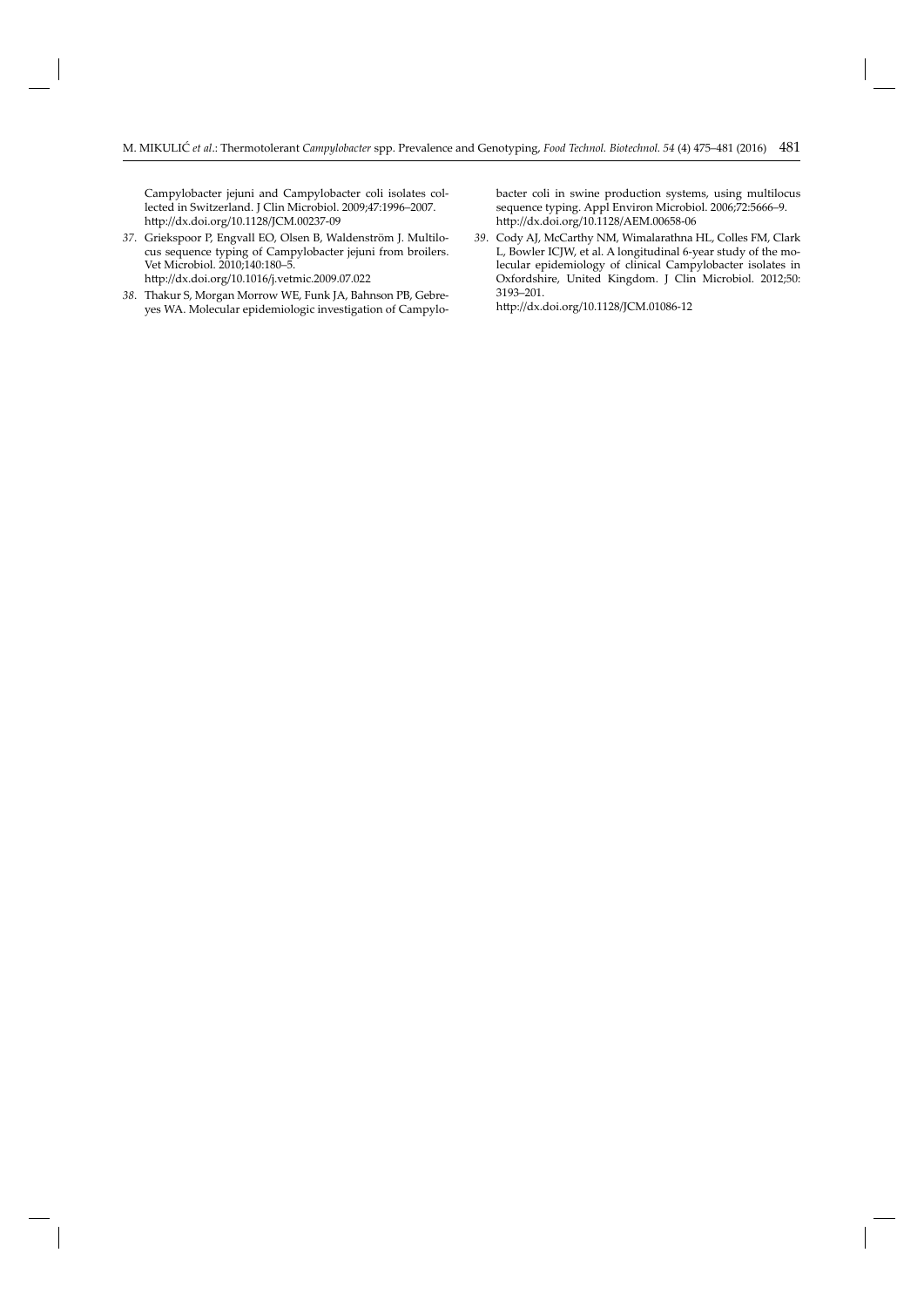Campylobacter jejuni and Campylobacter coli isolates collected in Switzerland. J Clin Microbiol. 2009;47:1996–2007. http://dx.doi.org/10.1128/JCM.00237-09

*37*. Griekspoor P, Engvall EO, Olsen B, Waldenström J. Multilocus sequence typing of Campylobacter jejuni from broilers. Vet Microbiol. 2010;140:180–5. http://dx.doi.org/10.1016/j.vetmic.2009.07.022

*38*. Thakur S, Morgan Morrow WE, Funk JA, Bahnson PB, Gebreyes WA. Molecular epidemiologic investigation of Campylobacter coli in swine production systems, using multilocus sequence typing. Appl Environ Microbiol. 2006;72:5666–9. http://dx.doi.org/10.1128/AEM.00658-06

*39*. Cody AJ, McCarthy NM, Wimalarathna HL, Colles FM, Clark L, Bowler ICJW, et al. A longitudinal 6-year study of the molecular epidemiology of clinical Campylobacter isolates in Oxfordshire, United Kingdom. J Clin Microbiol. 2012;50: 3193–201. http://dx.doi.org/10.1128/JCM.01086-12